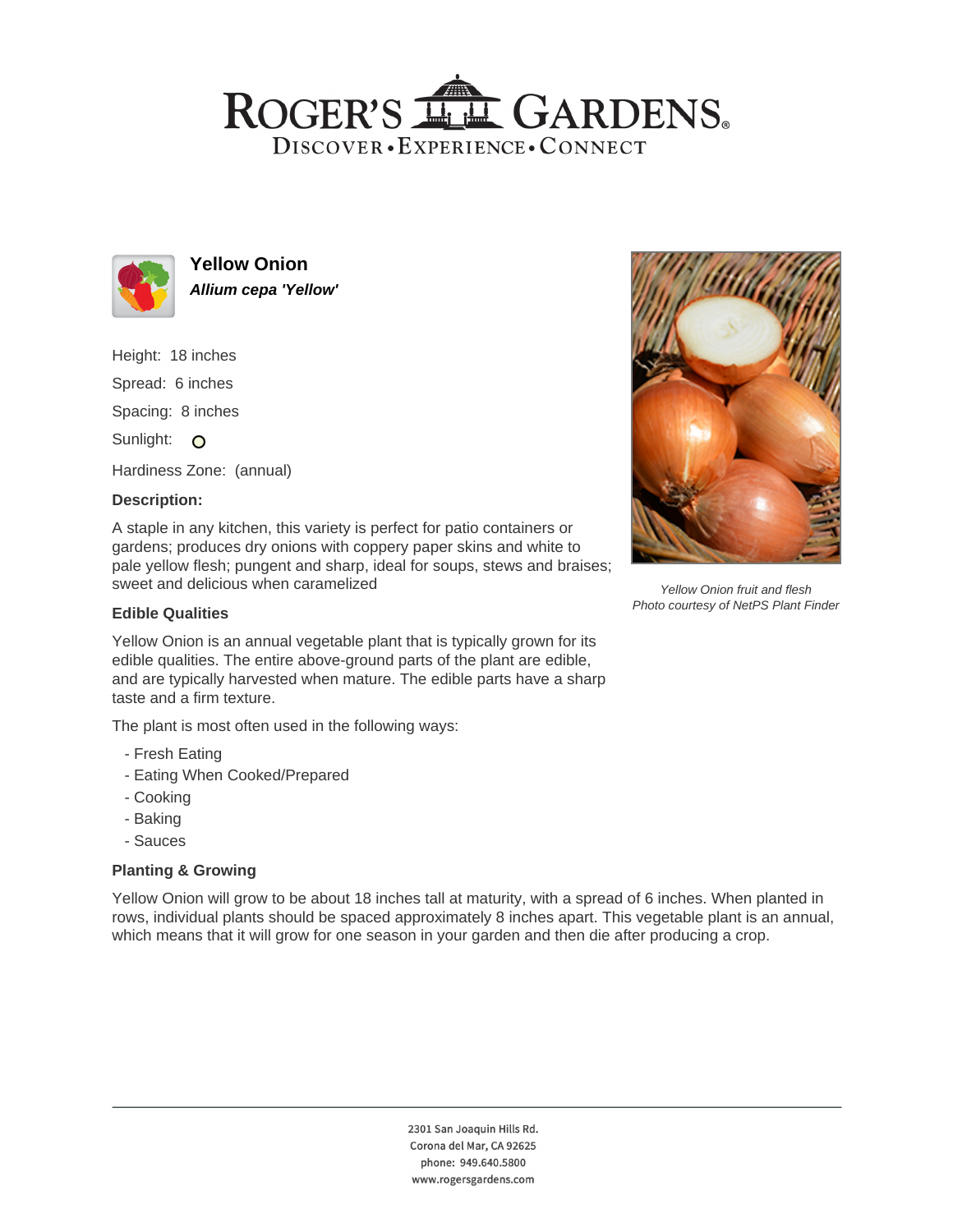# ROGER'S GARDENS

DISCOVER • EXPERIENCE • CONNECT

## Yellow Onion

***Allium cepa 'Yellow'***

Height: 18 inches

Spread: 6 inches

Spacing: 8 inches

Sunlight: O

Hardiness Zone: (annual)

### Description:

A staple in any kitchen, this variety is perfect for patio containers or gardens; produces dry onions with coppery paper skins and white to pale yellow flesh; pungent and sharp, ideal for soups, stews and braises; sweet and delicious when caramelized

*Yellow Onion fruit and flesh*
*Photo courtesy of NetPS Plant Finder*

### Edible Qualities

Yellow Onion is an annual vegetable plant that is typically grown for its edible qualities. The entire above-ground parts of the plant are edible, and are typically harvested when mature. The edible parts have a sharp taste and a firm texture.

The plant is most often used in the following ways:

- Fresh Eating
- Eating When Cooked/Prepared
- Cooking
- Baking
- Sauces

### Planting & Growing

Yellow Onion will grow to be about 18 inches tall at maturity, with a spread of 6 inches. When planted in rows, individual plants should be spaced approximately 8 inches apart. This vegetable plant is an annual, which means that it will grow for one season in your garden and then die after producing a crop.

2301 San Joaquin Hills Rd.
Corona del Mar, CA 92625
phone: 949.640.5800
www.rogersgardens.com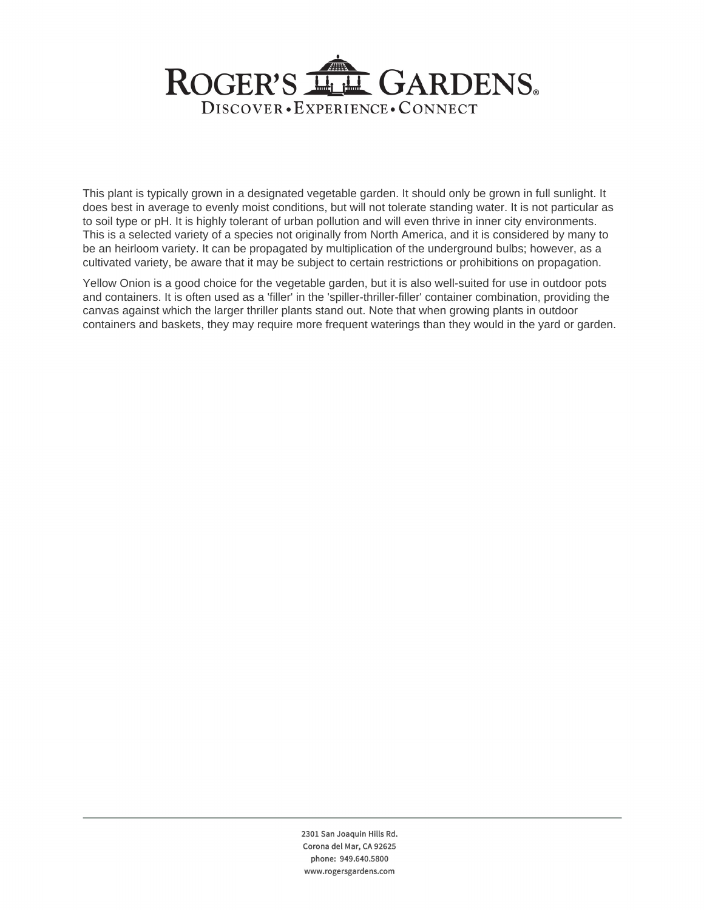This plant is typically grown in a designated vegetable garden. It should only be grown in full sunlight. It does best in average to evenly moist conditions, but will not tolerate standing water. It is not particular as to soil type or pH. It is highly tolerant of urban pollution and will even thrive in inner city environments. This is a selected variety of a species not originally from North America, and it is considered by many to be an heirloom variety. It can be propagated by multiplication of the underground bulbs; however, as a cultivated variety, be aware that it may be subject to certain restrictions or prohibitions on propagation.

Yellow Onion is a good choice for the vegetable garden, but it is also well-suited for use in outdoor pots and containers. It is often used as a 'filler' in the 'spiller-thriller-filler' container combination, providing the canvas against which the larger thriller plants stand out. Note that when growing plants in outdoor containers and baskets, they may require more frequent waterings than they would in the yard or garden.